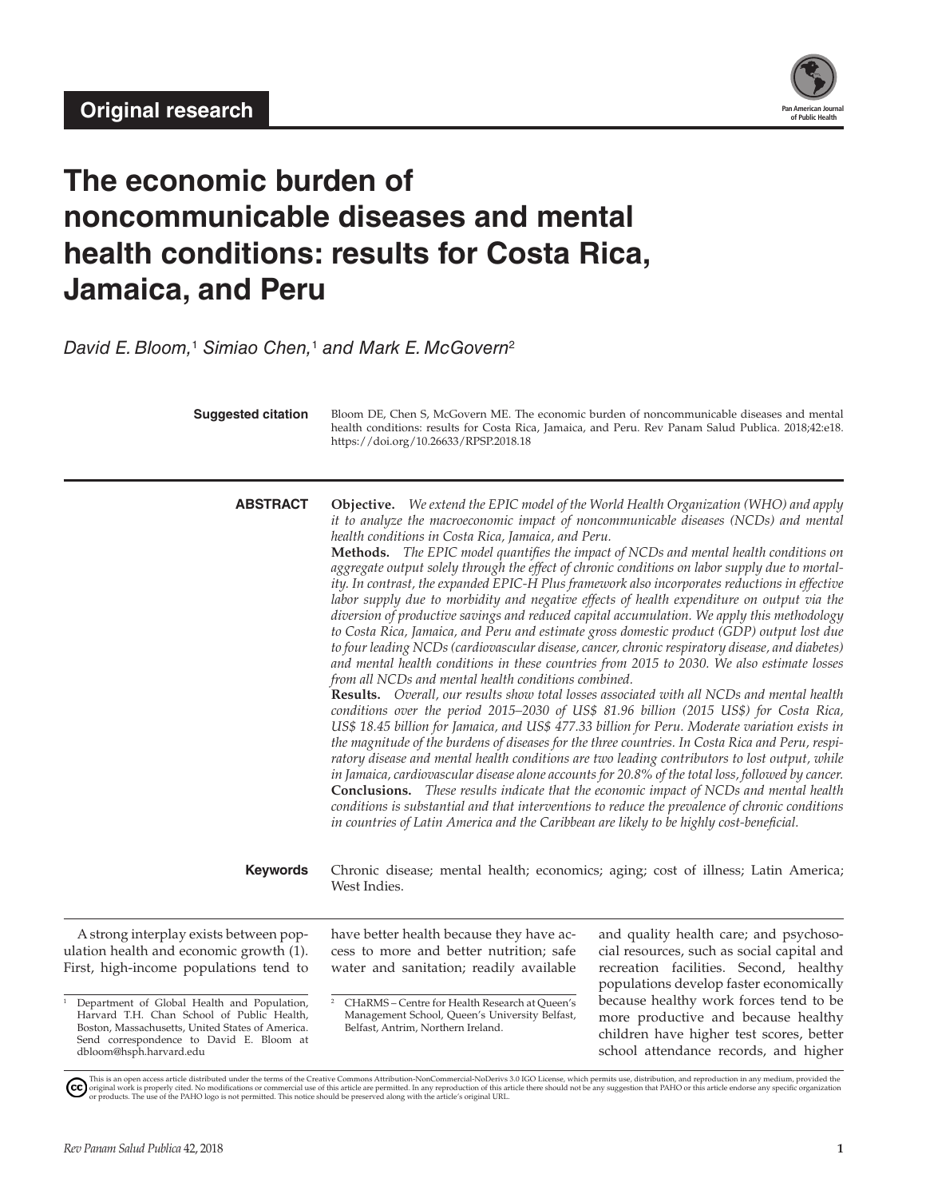**Original research**

# The economic burden of noncommunicable diseases and mental health conditions: results for Costa Rica, Jamaica, and Peru

*David E. Bloom,[1] Simiao Chen,[1] and Mark E. McGovern[2]*

**Suggested citation** Bloom DE, Chen S, McGovern ME. The economic burden of noncommunicable diseases and mental health conditions: results for Costa Rica, Jamaica, and Peru. Rev Panam Salud Publica. 2018;42:e18. https://doi.org/10.26633/RPSP.2018.18

## ABSTRACT

**Objective.** *We extend the EPIC model of the World Health Organization (WHO) and apply it to analyze the macroeconomic impact of noncommunicable diseases (NCDs) and mental health conditions in Costa Rica, Jamaica, and Peru.*

**Methods.** *The EPIC model quantifies the impact of NCDs and mental health conditions on aggregate output solely through the effect of chronic conditions on labor supply due to mortality. In contrast, the expanded EPIC-H Plus framework also incorporates reductions in effective labor supply due to morbidity and negative effects of health expenditure on output via the diversion of productive savings and reduced capital accumulation. We apply this methodology to Costa Rica, Jamaica, and Peru and estimate gross domestic product (GDP) output lost due to four leading NCDs (cardiovascular disease, cancer, chronic respiratory disease, and diabetes) and mental health conditions in these countries from 2015 to 2030. We also estimate losses from all NCDs and mental health conditions combined.*

**Results.** *Overall, our results show total losses associated with all NCDs and mental health conditions over the period 2015–2030 of US$ 81.96 billion (2015 US$) for Costa Rica, US$ 18.45 billion for Jamaica, and US$ 477.33 billion for Peru. Moderate variation exists in the magnitude of the burdens of diseases for the three countries. In Costa Rica and Peru, respiratory disease and mental health conditions are two leading contributors to lost output, while in Jamaica, cardiovascular disease alone accounts for 20.8% of the total loss, followed by cancer.*

**Conclusions.** *These results indicate that the economic impact of NCDs and mental health conditions is substantial and that interventions to reduce the prevalence of chronic conditions in countries of Latin America and the Caribbean are likely to be highly cost-beneficial.*

**Keywords** Chronic disease; mental health; economics; aging; cost of illness; Latin America; West Indies.

A strong interplay exists between population health and economic growth (1). First, high-income populations tend to have better health because they have access to more and better nutrition; safe water and sanitation; readily available and quality health care; and psychosocial resources, such as social capital and recreation facilities. Second, healthy populations develop faster economically because healthy work forces tend to be more productive and because healthy children have higher test scores, better school attendance records, and higher

[1] Department of Global Health and Population, Harvard T.H. Chan School of Public Health, Boston, Massachusetts, United States of America. Send correspondence to David E. Bloom at dbloom@hsph.harvard.edu

[2] CHaRMS – Centre for Health Research at Queen's Management School, Queen's University Belfast, Belfast, Antrim, Northern Ireland.

This is an open access article distributed under the terms of the Creative Commons Attribution-NonCommercial-NoDerivs 3.0 IGO License, which permits use, distribution, and reproduction in any medium, provided the original work is properly cited. No modifications or commercial use of this article are permitted. In any reproduction of this article there should not be any suggestion that PAHO or this article endorse any specific organization or products. The use of the PAHO logo is not permitted. This notice should be preserved along with the article's original URL.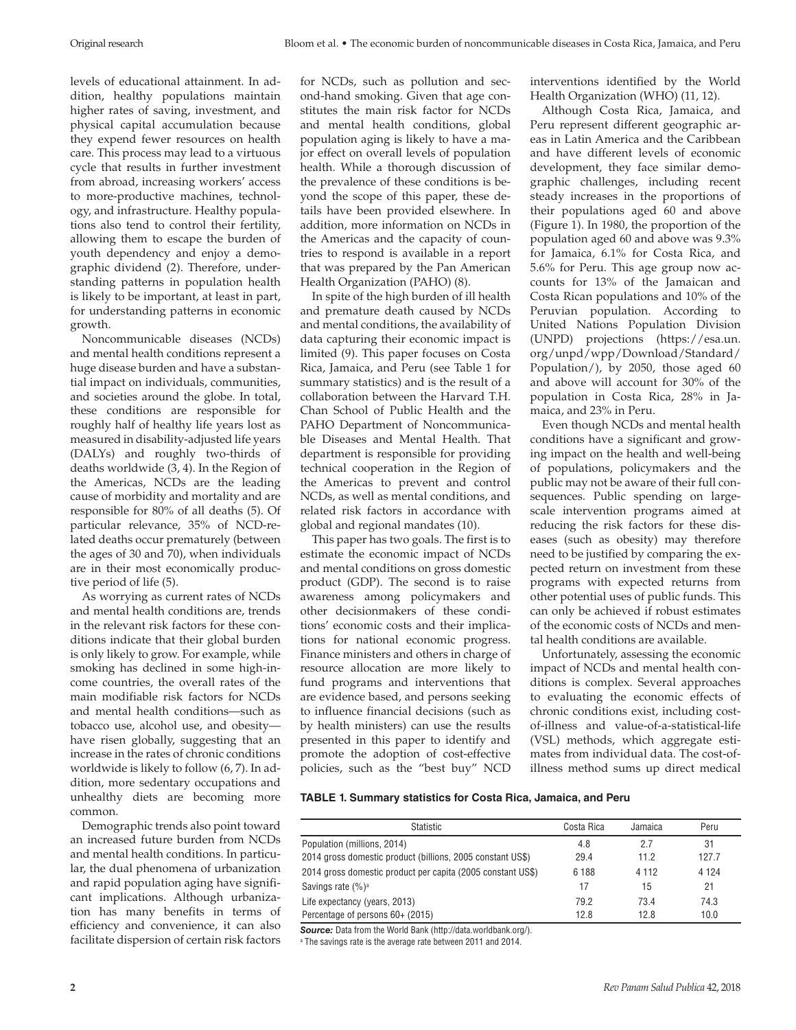levels of educational attainment. In addition, healthy populations maintain higher rates of saving, investment, and physical capital accumulation because they expend fewer resources on health care. This process may lead to a virtuous cycle that results in further investment from abroad, increasing workers' access to more-productive machines, technology, and infrastructure. Healthy populations also tend to control their fertility, allowing them to escape the burden of youth dependency and enjoy a demographic dividend (2). Therefore, understanding patterns in population health is likely to be important, at least in part, for understanding patterns in economic growth.

Noncommunicable diseases (NCDs) and mental health conditions represent a huge disease burden and have a substantial impact on individuals, communities, and societies around the globe. In total, these conditions are responsible for roughly half of healthy life years lost as measured in disability-adjusted life years (DALYs) and roughly two-thirds of deaths worldwide (3, 4). In the Region of the Americas, NCDs are the leading cause of morbidity and mortality and are responsible for 80% of all deaths (5). Of particular relevance, 35% of NCD-related deaths occur prematurely (between the ages of 30 and 70), when individuals are in their most economically productive period of life (5).

As worrying as current rates of NCDs and mental health conditions are, trends in the relevant risk factors for these conditions indicate that their global burden is only likely to grow. For example, while smoking has declined in some high-income countries, the overall rates of the main modifiable risk factors for NCDs and mental health conditions—such as tobacco use, alcohol use, and obesity—have risen globally, suggesting that an increase in the rates of chronic conditions worldwide is likely to follow (6, 7). In addition, more sedentary occupations and unhealthy diets are becoming more common.

Demographic trends also point toward an increased future burden from NCDs and mental health conditions. In particular, the dual phenomena of urbanization and rapid population aging have significant implications. Although urbanization has many benefits in terms of efficiency and convenience, it can also facilitate dispersion of certain risk factors for NCDs, such as pollution and second-hand smoking. Given that age constitutes the main risk factor for NCDs and mental health conditions, global population aging is likely to have a major effect on overall levels of population health. While a thorough discussion of the prevalence of these conditions is beyond the scope of this paper, these details have been provided elsewhere. In addition, more information on NCDs in the Americas and the capacity of countries to respond is available in a report that was prepared by the Pan American Health Organization (PAHO) (8).

In spite of the high burden of ill health and premature death caused by NCDs and mental conditions, the availability of data capturing their economic impact is limited (9). This paper focuses on Costa Rica, Jamaica, and Peru (see Table 1 for summary statistics) and is the result of a collaboration between the Harvard T.H. Chan School of Public Health and the PAHO Department of Noncommunicable Diseases and Mental Health. That department is responsible for providing technical cooperation in the Region of the Americas to prevent and control NCDs, as well as mental conditions, and related risk factors in accordance with global and regional mandates (10).

This paper has two goals. The first is to estimate the economic impact of NCDs and mental conditions on gross domestic product (GDP). The second is to raise awareness among policymakers and other decisionmakers of these conditions' economic costs and their implications for national economic progress. Finance ministers and others in charge of resource allocation are more likely to fund programs and interventions that are evidence based, and persons seeking to influence financial decisions (such as by health ministers) can use the results presented in this paper to identify and promote the adoption of cost-effective policies, such as the "best buy" NCD interventions identified by the World Health Organization (WHO) (11, 12).

Although Costa Rica, Jamaica, and Peru represent different geographic areas in Latin America and the Caribbean and have different levels of economic development, they face similar demographic challenges, including recent steady increases in the proportions of their populations aged 60 and above (Figure 1). In 1980, the proportion of the population aged 60 and above was 9.3% for Jamaica, 6.1% for Costa Rica, and 5.6% for Peru. This age group now accounts for 13% of the Jamaican and Costa Rican populations and 10% of the Peruvian population. According to United Nations Population Division (UNPD) projections (https://esa.un.org/unpd/wpp/Download/Standard/Population/), by 2050, those aged 60 and above will account for 30% of the population in Costa Rica, 28% in Jamaica, and 23% in Peru.

Even though NCDs and mental health conditions have a significant and growing impact on the health and well-being of populations, policymakers and the public may not be aware of their full consequences. Public spending on large-scale intervention programs aimed at reducing the risk factors for these diseases (such as obesity) may therefore need to be justified by comparing the expected return on investment from these programs with expected returns from other potential uses of public funds. This can only be achieved if robust estimates of the economic costs of NCDs and mental health conditions are available.

Unfortunately, assessing the economic impact of NCDs and mental health conditions is complex. Several approaches to evaluating the economic effects of chronic conditions exist, including cost-of-illness and value-of-a-statistical-life (VSL) methods, which aggregate estimates from individual data. The cost-of-illness method sums up direct medical

**TABLE 1. Summary statistics for Costa Rica, Jamaica, and Peru**

| Statistic | Costa Rica | Jamaica | Peru |
|---|---|---|---|
| Population (millions, 2014) | 4.8 | 2.7 | 31 |
| 2014 gross domestic product (billions, 2005 constant US$) | 29.4 | 11.2 | 127.7 |
| 2014 gross domestic product per capita (2005 constant US$) | 6 188 | 4 112 | 4 124 |
| Savings rate (%)[a] | 17 | 15 | 21 |
| Life expectancy (years, 2013) | 79.2 | 73.4 | 74.3 |
| Percentage of persons 60+ (2015) | 12.8 | 12.8 | 10.0 |

***Source:*** Data from the World Bank (http://data.worldbank.org/).

[a] The savings rate is the average rate between 2011 and 2014.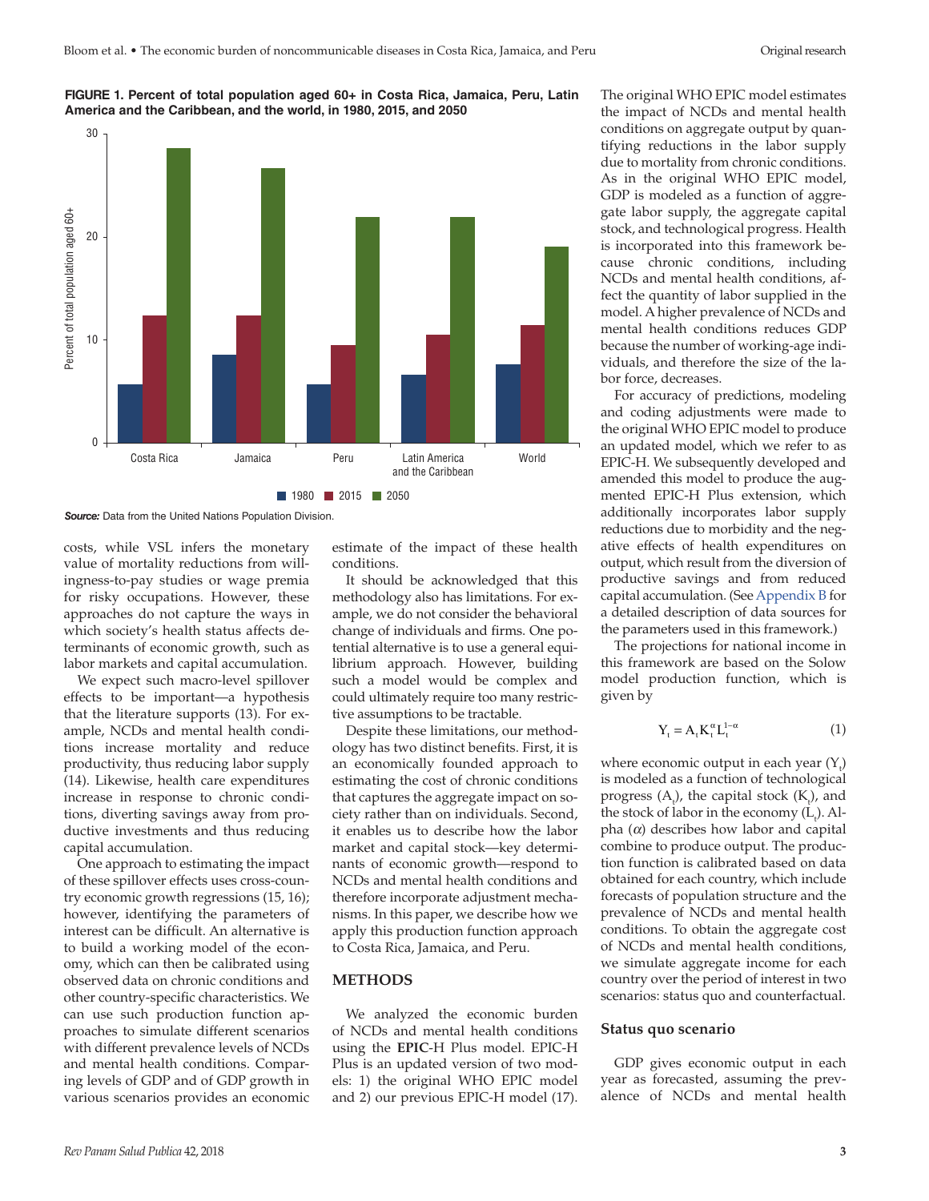**FIGURE 1. Percent of total population aged 60+ in Costa Rica, Jamaica, Peru, Latin America and the Caribbean, and the world, in 1980, 2015, and 2050**

Percent of total population aged 60+

30

20

10

0

Costa Rica

Jamaica

Peru

Latin America and the Caribbean

World

1980 2015 2050

***Source:*** Data from the United Nations Population Division.

costs, while VSL infers the monetary value of mortality reductions from willingness-to-pay studies or wage premia for risky occupations. However, these approaches do not capture the ways in which society's health status affects determinants of economic growth, such as labor markets and capital accumulation.

We expect such macro-level spillover effects to be important—a hypothesis that the literature supports (13). For example, NCDs and mental health conditions increase mortality and reduce productivity, thus reducing labor supply (14). Likewise, health care expenditures increase in response to chronic conditions, diverting savings away from productive investments and thus reducing capital accumulation.

One approach to estimating the impact of these spillover effects uses cross-country economic growth regressions (15, 16); however, identifying the parameters of interest can be difficult. An alternative is to build a working model of the economy, which can then be calibrated using observed data on chronic conditions and other country-specific characteristics. We can use such production function approaches to simulate different scenarios with different prevalence levels of NCDs and mental health conditions. Comparing levels of GDP and of GDP growth in various scenarios provides an economic estimate of the impact of these health conditions.

It should be acknowledged that this methodology also has limitations. For example, we do not consider the behavioral change of individuals and firms. One potential alternative is to use a general equilibrium approach. However, building such a model would be complex and could ultimately require too many restrictive assumptions to be tractable.

Despite these limitations, our methodology has two distinct benefits. First, it is an economically founded approach to estimating the cost of chronic conditions that captures the aggregate impact on society rather than on individuals. Second, it enables us to describe how the labor market and capital stock—key determinants of economic growth—respond to NCDs and mental health conditions and therefore incorporate adjustment mechanisms. In this paper, we describe how we apply this production function approach to Costa Rica, Jamaica, and Peru.

## METHODS

We analyzed the economic burden of NCDs and mental health conditions using the **EPIC**-H Plus model. EPIC-H Plus is an updated version of two models: 1) the original WHO EPIC model and 2) our previous EPIC-H model (17). The original WHO EPIC model estimates the impact of NCDs and mental health conditions on aggregate output by quantifying reductions in the labor supply due to mortality from chronic conditions. As in the original WHO EPIC model, GDP is modeled as a function of aggregate labor supply, the aggregate capital stock, and technological progress. Health is incorporated into this framework because chronic conditions, including NCDs and mental health conditions, affect the quantity of labor supplied in the model. A higher prevalence of NCDs and mental health conditions reduces GDP because the number of working-age individuals, and therefore the size of the labor force, decreases.

For accuracy of predictions, modeling and coding adjustments were made to the original WHO EPIC model to produce an updated model, which we refer to as EPIC-H. We subsequently developed and amended this model to produce the augmented EPIC-H Plus extension, which additionally incorporates labor supply reductions due to morbidity and the negative effects of health expenditures on output, which result from the diversion of productive savings and from reduced capital accumulation. (See Appendix B for a detailed description of data sources for the parameters used in this framework.)

The projections for national income in this framework are based on the Solow model production function, which is given by

$$Y_t = A_t K_t^{\alpha} L_t^{1-\alpha} \tag{1}$$

where economic output in each year ($Y_t$) is modeled as a function of technological progress ($A_t$), the capital stock ($K_t$), and the stock of labor in the economy ($L_t$). Alpha ($\alpha$) describes how labor and capital combine to produce output. The production function is calibrated based on data obtained for each country, which include forecasts of population structure and the prevalence of NCDs and mental health conditions. To obtain the aggregate cost of NCDs and mental health conditions, we simulate aggregate income for each country over the period of interest in two scenarios: status quo and counterfactual.

### Status quo scenario

GDP gives economic output in each year as forecasted, assuming the prevalence of NCDs and mental health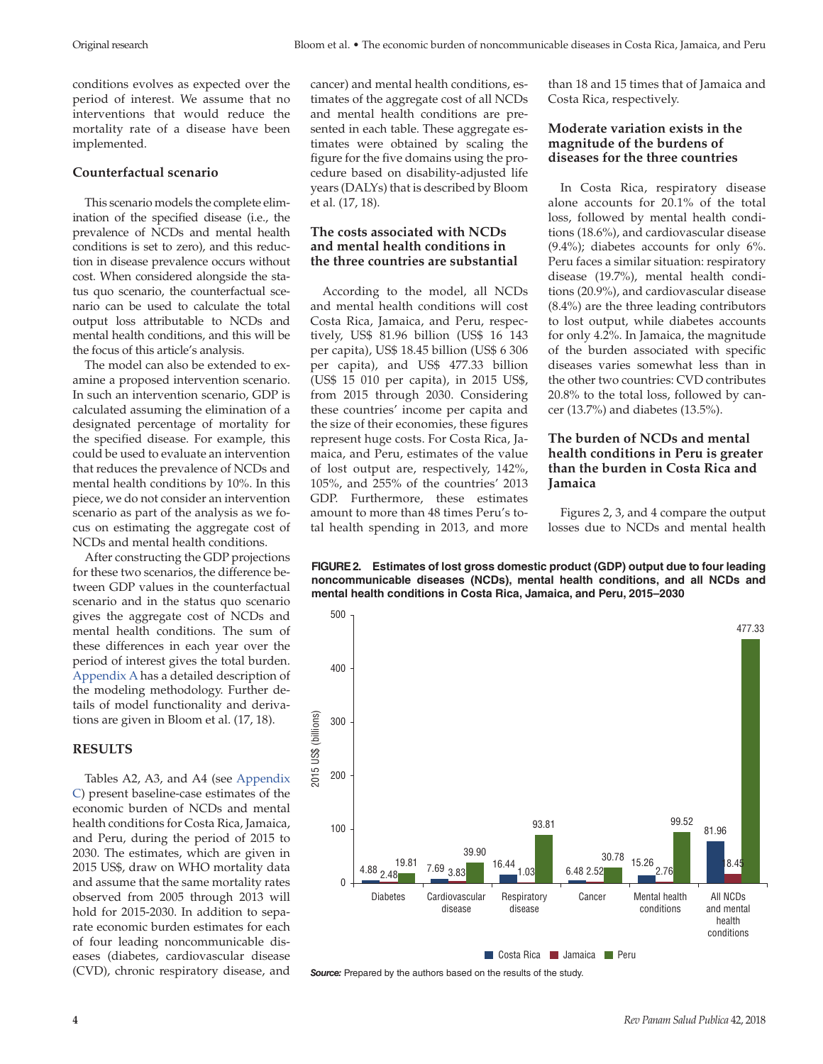conditions evolves as expected over the period of interest. We assume that no interventions that would reduce the mortality rate of a disease have been implemented.

### Counterfactual scenario

This scenario models the complete elimination of the specified disease (i.e., the prevalence of NCDs and mental health conditions is set to zero), and this reduction in disease prevalence occurs without cost. When considered alongside the status quo scenario, the counterfactual scenario can be used to calculate the total output loss attributable to NCDs and mental health conditions, and this will be the focus of this article's analysis.

The model can also be extended to examine a proposed intervention scenario. In such an intervention scenario, GDP is calculated assuming the elimination of a designated percentage of mortality for the specified disease. For example, this could be used to evaluate an intervention that reduces the prevalence of NCDs and mental health conditions by 10%. In this piece, we do not consider an intervention scenario as part of the analysis as we focus on estimating the aggregate cost of NCDs and mental health conditions.

After constructing the GDP projections for these two scenarios, the difference between GDP values in the counterfactual scenario and in the status quo scenario gives the aggregate cost of NCDs and mental health conditions. The sum of these differences in each year over the period of interest gives the total burden. Appendix A has a detailed description of the modeling methodology. Further details of model functionality and derivations are given in Bloom et al. (17, 18).

## RESULTS

Tables A2, A3, and A4 (see Appendix C) present baseline-case estimates of the economic burden of NCDs and mental health conditions for Costa Rica, Jamaica, and Peru, during the period of 2015 to 2030. The estimates, which are given in 2015 US$, draw on WHO mortality data and assume that the same mortality rates observed from 2005 through 2013 will hold for 2015-2030. In addition to separate economic burden estimates for each of four leading noncommunicable diseases (diabetes, cardiovascular disease (CVD), chronic respiratory disease, and cancer) and mental health conditions, estimates of the aggregate cost of all NCDs and mental health conditions are presented in each table. These aggregate estimates were obtained by scaling the figure for the five domains using the procedure based on disability-adjusted life years (DALYs) that is described by Bloom et al. (17, 18).

### The costs associated with NCDs and mental health conditions in the three countries are substantial

According to the model, all NCDs and mental health conditions will cost Costa Rica, Jamaica, and Peru, respectively, US$ 81.96 billion (US$ 16 143 per capita), US$ 18.45 billion (US$ 6 306 per capita), and US$ 477.33 billion (US$ 15 010 per capita), in 2015 US$, from 2015 through 2030. Considering these countries' income per capita and the size of their economies, these figures represent huge costs. For Costa Rica, Jamaica, and Peru, estimates of the value of lost output are, respectively, 142%, 105%, and 255% of the countries' 2013 GDP. Furthermore, these estimates amount to more than 48 times Peru's total health spending in 2013, and more than 18 and 15 times that of Jamaica and Costa Rica, respectively.

### Moderate variation exists in the magnitude of the burdens of diseases for the three countries

In Costa Rica, respiratory disease alone accounts for 20.1% of the total loss, followed by mental health conditions (18.6%), and cardiovascular disease (9.4%); diabetes accounts for only 6%. Peru faces a similar situation: respiratory disease (19.7%), mental health conditions (20.9%), and cardiovascular disease (8.4%) are the three leading contributors to lost output, while diabetes accounts for only 4.2%. In Jamaica, the magnitude of the burden associated with specific diseases varies somewhat less than in the other two countries: CVD contributes 20.8% to the total loss, followed by cancer (13.7%) and diabetes (13.5%).

### The burden of NCDs and mental health conditions in Peru is greater than the burden in Costa Rica and Jamaica

Figures 2, 3, and 4 compare the output losses due to NCDs and mental health

**FIGURE 2. Estimates of lost gross domestic product (GDP) output due to four leading noncommunicable diseases (NCDs), mental health conditions, and all NCDs and mental health conditions in Costa Rica, Jamaica, and Peru, 2015–2030**

| 2015 US$ (billions) | Costa Rica | Jamaica | Peru |
|---|---|---|---|
| Diabetes | 4.88 | 2.48 | 19.81 |
| Cardiovascular disease | 7.69 | 3.83 | 39.90 |
| Respiratory disease | 16.44 | 1.03 | 93.81 |
| Cancer | 6.48 | 2.52 | 30.78 |
| Mental health conditions | 15.26 | 2.76 | 99.52 |
| All NCDs and mental health conditions | 81.96 | 18.45 | 477.33 |

*Source:* Prepared by the authors based on the results of the study.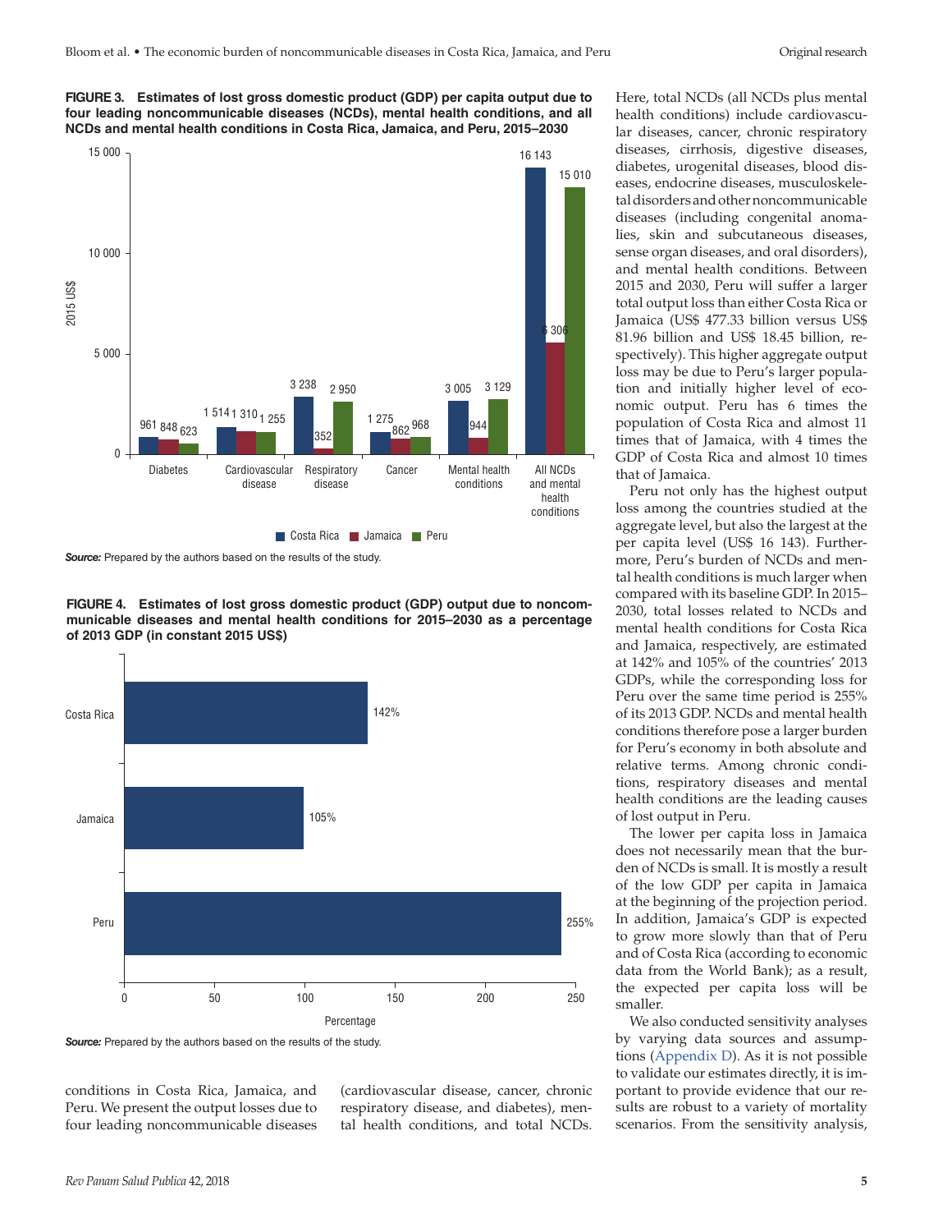**FIGURE 3. Estimates of lost gross domestic product (GDP) per capita output due to four leading noncommunicable diseases (NCDs), mental health conditions, and all NCDs and mental health conditions in Costa Rica, Jamaica, and Peru, 2015–2030**

| | Costa Rica | Jamaica | Peru |
|---|---|---|---|
| Diabetes | 961 | 848 | 623 |
| Cardiovascular disease | 1 514 | 1 310 | 1 255 |
| Respiratory disease | 3 238 | 352 | 2 950 |
| Cancer | 1 275 | 862 | 968 |
| Mental health conditions | 3 005 | 944 | 3 129 |
| All NCDs and mental health conditions | 16 143 | 5 306 | 15 010 |

*Source:* Prepared by the authors based on the results of the study.

**FIGURE 4. Estimates of lost gross domestic product (GDP) output due to noncommunicable diseases and mental health conditions for 2015–2030 as a percentage of 2013 GDP (in constant 2015 US$)**

| Country | Percentage |
|---|---|
| Costa Rica | 142% |
| Jamaica | 105% |
| Peru | 255% |

*Source:* Prepared by the authors based on the results of the study.

conditions in Costa Rica, Jamaica, and Peru. We present the output losses due to four leading noncommunicable diseases (cardiovascular disease, cancer, chronic respiratory disease, and diabetes), mental health conditions, and total NCDs. Here, total NCDs (all NCDs plus mental health conditions) include cardiovascular diseases, cancer, chronic respiratory diseases, cirrhosis, digestive diseases, diabetes, urogenital diseases, blood diseases, endocrine diseases, musculoskeletal disorders and other noncommunicable diseases (including congenital anomalies, skin and subcutaneous diseases, sense organ diseases, and oral disorders), and mental health conditions. Between 2015 and 2030, Peru will suffer a larger total output loss than either Costa Rica or Jamaica (US$ 477.33 billion versus US$ 81.96 billion and US$ 18.45 billion, respectively). This higher aggregate output loss may be due to Peru's larger population and initially higher level of economic output. Peru has 6 times the population of Costa Rica and almost 11 times that of Jamaica, with 4 times the GDP of Costa Rica and almost 10 times that of Jamaica.

Peru not only has the highest output loss among the countries studied at the aggregate level, but also the largest at the per capita level (US$ 16 143). Furthermore, Peru's burden of NCDs and mental health conditions is much larger when compared with its baseline GDP. In 2015–2030, total losses related to NCDs and mental health conditions for Costa Rica and Jamaica, respectively, are estimated at 142% and 105% of the countries' 2013 GDPs, while the corresponding loss for Peru over the same time period is 255% of its 2013 GDP. NCDs and mental health conditions therefore pose a larger burden for Peru's economy in both absolute and relative terms. Among chronic conditions, respiratory diseases and mental health conditions are the leading causes of lost output in Peru.

The lower per capita loss in Jamaica does not necessarily mean that the burden of NCDs is small. It is mostly a result of the low GDP per capita in Jamaica at the beginning of the projection period. In addition, Jamaica's GDP is expected to grow more slowly than that of Peru and of Costa Rica (according to economic data from the World Bank); as a result, the expected per capita loss will be smaller.

We also conducted sensitivity analyses by varying data sources and assumptions (Appendix D). As it is not possible to validate our estimates directly, it is important to provide evidence that our results are robust to a variety of mortality scenarios. From the sensitivity analysis,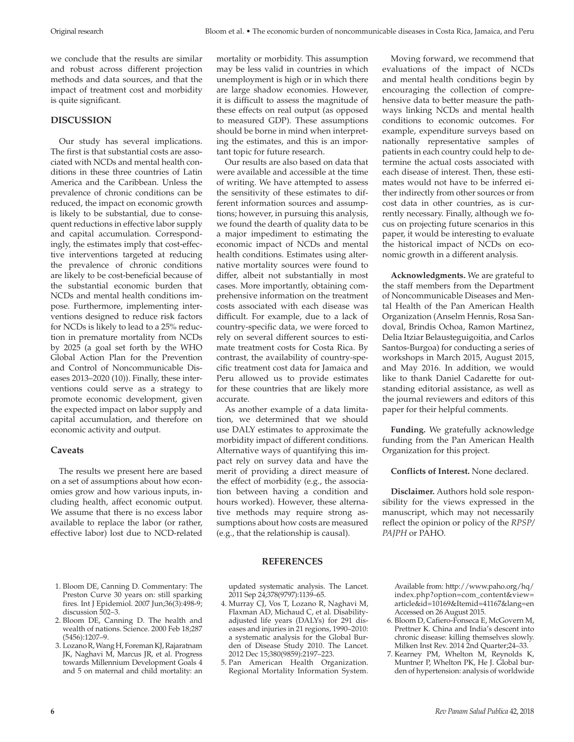we conclude that the results are similar and robust across different projection methods and data sources, and that the impact of treatment cost and morbidity is quite significant.

## DISCUSSION

Our study has several implications. The first is that substantial costs are associated with NCDs and mental health conditions in these three countries of Latin America and the Caribbean. Unless the prevalence of chronic conditions can be reduced, the impact on economic growth is likely to be substantial, due to consequent reductions in effective labor supply and capital accumulation. Correspondingly, the estimates imply that cost-effective interventions targeted at reducing the prevalence of chronic conditions are likely to be cost-beneficial because of the substantial economic burden that NCDs and mental health conditions impose. Furthermore, implementing interventions designed to reduce risk factors for NCDs is likely to lead to a 25% reduction in premature mortality from NCDs by 2025 (a goal set forth by the WHO Global Action Plan for the Prevention and Control of Noncommunicable Diseases 2013–2020 (10)). Finally, these interventions could serve as a strategy to promote economic development, given the expected impact on labor supply and capital accumulation, and therefore on economic activity and output.

### Caveats

The results we present here are based on a set of assumptions about how economies grow and how various inputs, including health, affect economic output. We assume that there is no excess labor available to replace the labor (or rather, effective labor) lost due to NCD-related mortality or morbidity. This assumption may be less valid in countries in which unemployment is high or in which there are large shadow economies. However, it is difficult to assess the magnitude of these effects on real output (as opposed to measured GDP). These assumptions should be borne in mind when interpreting the estimates, and this is an important topic for future research.

Our results are also based on data that were available and accessible at the time of writing. We have attempted to assess the sensitivity of these estimates to different information sources and assumptions; however, in pursuing this analysis, we found the dearth of quality data to be a major impediment to estimating the economic impact of NCDs and mental health conditions. Estimates using alternative mortality sources were found to differ, albeit not substantially in most cases. More importantly, obtaining comprehensive information on the treatment costs associated with each disease was difficult. For example, due to a lack of country-specific data, we were forced to rely on several different sources to estimate treatment costs for Costa Rica. By contrast, the availability of country-specific treatment cost data for Jamaica and Peru allowed us to provide estimates for these countries that are likely more accurate.

As another example of a data limitation, we determined that we should use DALY estimates to approximate the morbidity impact of different conditions. Alternative ways of quantifying this impact rely on survey data and have the merit of providing a direct measure of the effect of morbidity (e.g., the association between having a condition and hours worked). However, these alternative methods may require strong assumptions about how costs are measured (e.g., that the relationship is causal).

Moving forward, we recommend that evaluations of the impact of NCDs and mental health conditions begin by encouraging the collection of comprehensive data to better measure the pathways linking NCDs and mental health conditions to economic outcomes. For example, expenditure surveys based on nationally representative samples of patients in each country could help to determine the actual costs associated with each disease of interest. Then, these estimates would not have to be inferred either indirectly from other sources or from cost data in other countries, as is currently necessary. Finally, although we focus on projecting future scenarios in this paper, it would be interesting to evaluate the historical impact of NCDs on economic growth in a different analysis.

**Acknowledgments.** We are grateful to the staff members from the Department of Noncommunicable Diseases and Mental Health of the Pan American Health Organization (Anselm Hennis, Rosa Sandoval, Brindis Ochoa, Ramon Martinez, Delia Itziar Belausteguigoitia, and Carlos Santos-Burgoa) for conducting a series of workshops in March 2015, August 2015, and May 2016. In addition, we would like to thank Daniel Cadarette for outstanding editorial assistance, as well as the journal reviewers and editors of this paper for their helpful comments.

**Funding.** We gratefully acknowledge funding from the Pan American Health Organization for this project.

**Conflicts of Interest.** None declared.

**Disclaimer.** Authors hold sole responsibility for the views expressed in the manuscript, which may not necessarily reflect the opinion or policy of the *RPSP/PAJPH* or PAHO.

## REFERENCES

1. Bloom DE, Canning D. Commentary: The Preston Curve 30 years on: still sparking fires. Int J Epidemiol. 2007 Jun;36(3):498-9; discussion 502–3.
2. Bloom DE, Canning D. The health and wealth of nations. Science. 2000 Feb 18;287 (5456):1207–9.
3. Lozano R, Wang H, Foreman KJ, Rajaratnam JK, Naghavi M, Marcus JR, et al. Progress towards Millennium Development Goals 4 and 5 on maternal and child mortality: an updated systematic analysis. The Lancet. 2011 Sep 24;378(9797):1139–65.
4. Murray CJ, Vos T, Lozano R, Naghavi M, Flaxman AD, Michaud C, et al. Disability-adjusted life years (DALYs) for 291 diseases and injuries in 21 regions, 1990–2010: a systematic analysis for the Global Burden of Disease Study 2010. The Lancet. 2012 Dec 15;380(9859):2197–223.
5. Pan American Health Organization. Regional Mortality Information System. Available from: http://www.paho.org/hq/index.php?option=com_content&view=article&id=10169&Itemid=41167&lang=en Accessed on 26 August 2015.
6. Bloom D, Cafiero-Fonseca E, McGovern M, Prettner K. China and India's descent into chronic disease: killing themselves slowly. Milken Inst Rev. 2014 2nd Quarter;24–33.
7. Kearney PM, Whelton M, Reynolds K, Muntner P, Whelton PK, He J. Global burden of hypertension: analysis of worldwide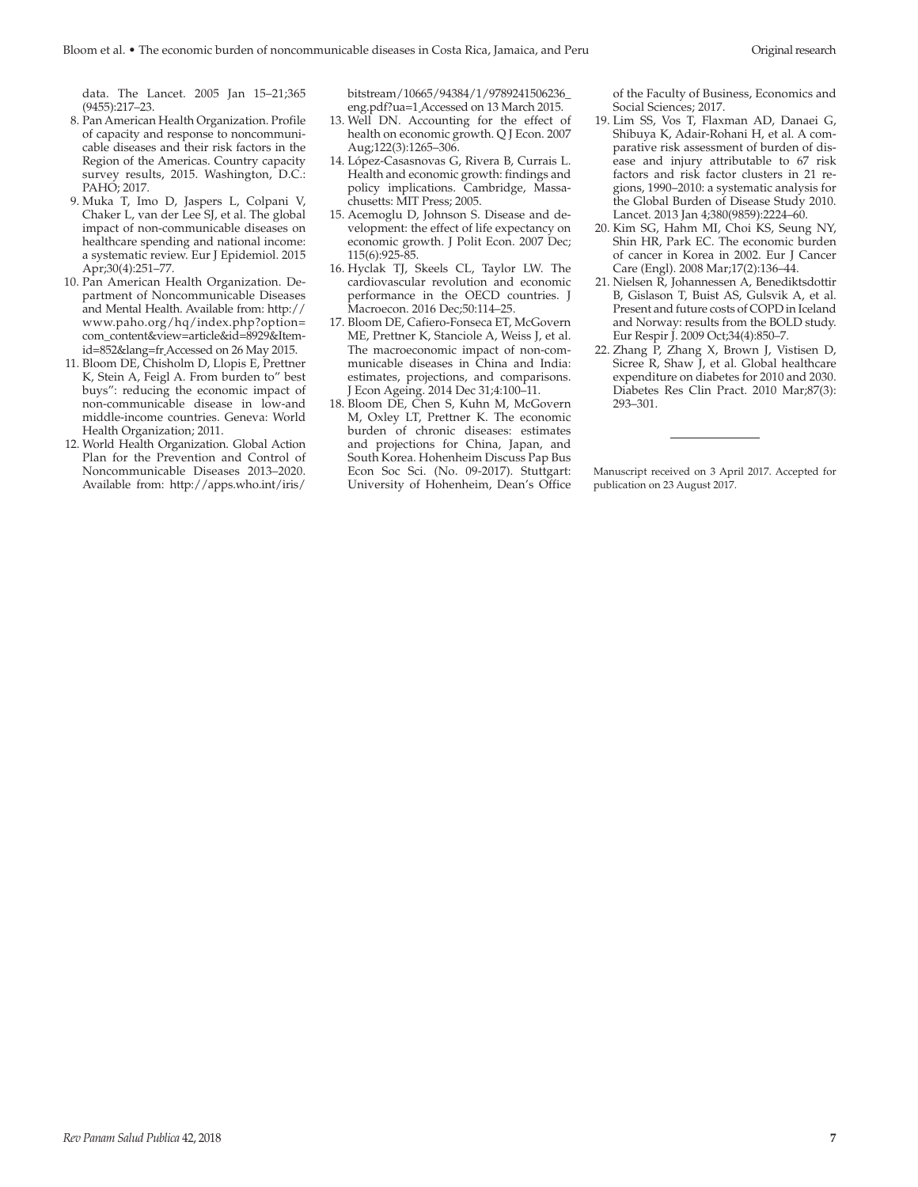data. The Lancet. 2005 Jan 15–21;365 (9455):217–23.

8. Pan American Health Organization. Profile of capacity and response to noncommunicable diseases and their risk factors in the Region of the Americas. Country capacity survey results, 2015. Washington, D.C.: PAHO; 2017.
9. Muka T, Imo D, Jaspers L, Colpani V, Chaker L, van der Lee SJ, et al. The global impact of non-communicable diseases on healthcare spending and national income: a systematic review. Eur J Epidemiol. 2015 Apr;30(4):251–77.
10. Pan American Health Organization. Department of Noncommunicable Diseases and Mental Health. Available from: http://www.paho.org/hq/index.php?option=com_content&view=article&id=8929&Itemid=852&lang=fr Accessed on 26 May 2015.
11. Bloom DE, Chisholm D, Llopis E, Prettner K, Stein A, Feigl A. From burden to" best buys": reducing the economic impact of non-communicable disease in low-and middle-income countries. Geneva: World Health Organization; 2011.
12. World Health Organization. Global Action Plan for the Prevention and Control of Noncommunicable Diseases 2013–2020. Available from: http://apps.who.int/iris/bitstream/10665/94384/1/9789241506236_eng.pdf?ua=1 Accessed on 13 March 2015.
13. Weil DN. Accounting for the effect of health on economic growth. Q J Econ. 2007 Aug;122(3):1265–306.
14. López-Casasnovas G, Rivera B, Currais L. Health and economic growth: findings and policy implications. Cambridge, Massachusetts: MIT Press; 2005.
15. Acemoglu D, Johnson S. Disease and development: the effect of life expectancy on economic growth. J Polit Econ. 2007 Dec; 115(6):925-85.
16. Hyclak TJ, Skeels CL, Taylor LW. The cardiovascular revolution and economic performance in the OECD countries. J Macroecon. 2016 Dec;50:114–25.
17. Bloom DE, Cafiero-Fonseca ET, McGovern ME, Prettner K, Stanciole A, Weiss J, et al. The macroeconomic impact of non-communicable diseases in China and India: estimates, projections, and comparisons. J Econ Ageing. 2014 Dec 31;4:100–11.
18. Bloom DE, Chen S, Kuhn M, McGovern M, Oxley LT, Prettner K. The economic burden of chronic diseases: estimates and projections for China, Japan, and South Korea. Hohenheim Discuss Pap Bus Econ Soc Sci. (No. 09-2017). Stuttgart: University of Hohenheim, Dean's Office of the Faculty of Business, Economics and Social Sciences; 2017.
19. Lim SS, Vos T, Flaxman AD, Danaei G, Shibuya K, Adair-Rohani H, et al. A comparative risk assessment of burden of disease and injury attributable to 67 risk factors and risk factor clusters in 21 regions, 1990–2010: a systematic analysis for the Global Burden of Disease Study 2010. Lancet. 2013 Jan 4;380(9859):2224–60.
20. Kim SG, Hahm MI, Choi KS, Seung NY, Shin HR, Park EC. The economic burden of cancer in Korea in 2002. Eur J Cancer Care (Engl). 2008 Mar;17(2):136–44.
21. Nielsen R, Johannessen A, Benediktsdottir B, Gislason T, Buist AS, Gulsvik A, et al. Present and future costs of COPD in Iceland and Norway: results from the BOLD study. Eur Respir J. 2009 Oct;34(4):850–7.
22. Zhang P, Zhang X, Brown J, Vistisen D, Sicree R, Shaw J, et al. Global healthcare expenditure on diabetes for 2010 and 2030. Diabetes Res Clin Pract. 2010 Mar;87(3): 293–301.

---

Manuscript received on 3 April 2017. Accepted for publication on 23 August 2017.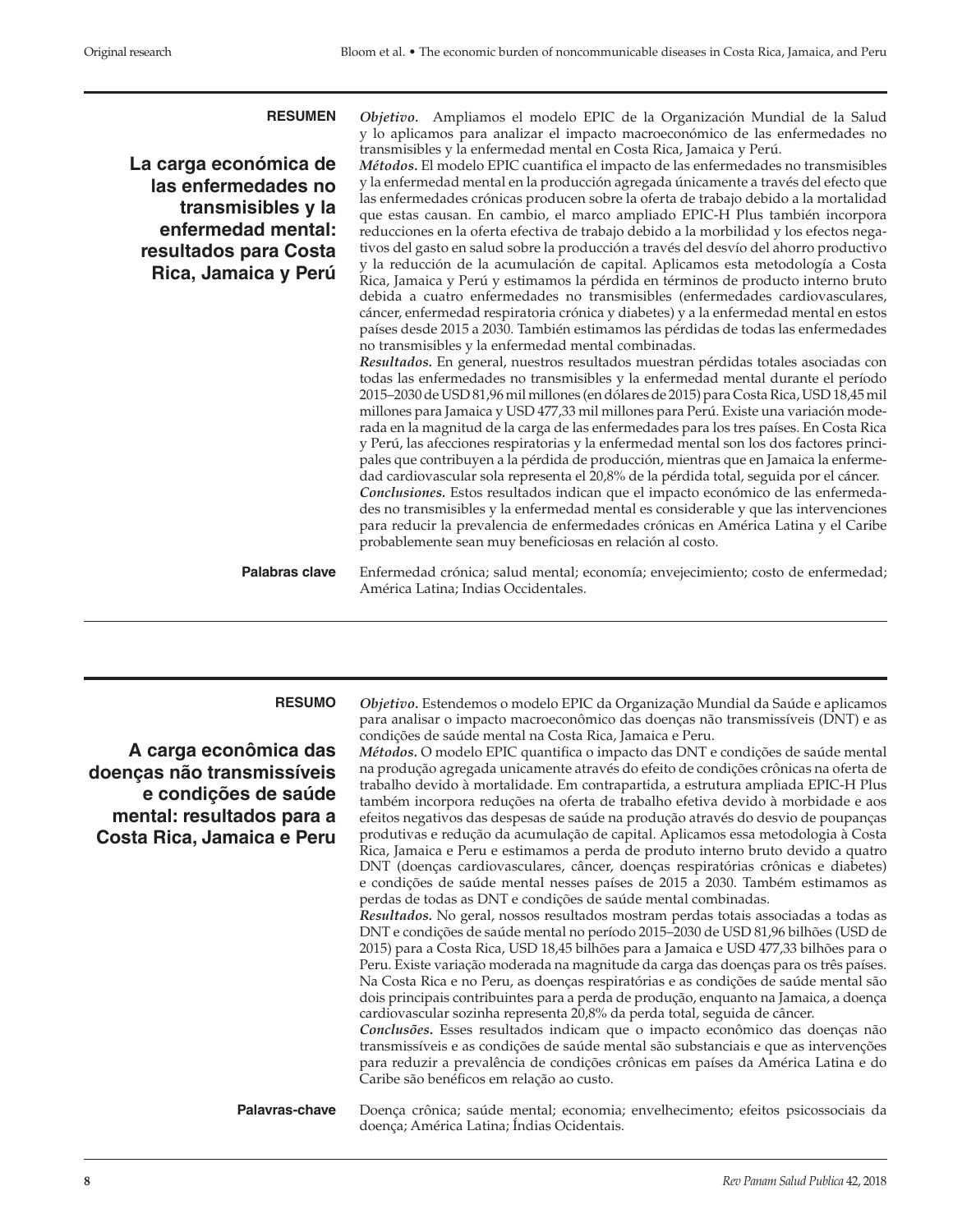## RESUMEN

### La carga económica de las enfermedades no transmisibles y la enfermedad mental: resultados para Costa Rica, Jamaica y Perú

***Objetivo.*** Ampliamos el modelo EPIC de la Organización Mundial de la Salud y lo aplicamos para analizar el impacto macroeconómico de las enfermedades no transmisibles y la enfermedad mental en Costa Rica, Jamaica y Perú.

***Métodos.*** El modelo EPIC cuantifica el impacto de las enfermedades no transmisibles y la enfermedad mental en la producción agregada únicamente a través del efecto que las enfermedades crónicas producen sobre la oferta de trabajo debido a la mortalidad que estas causan. En cambio, el marco ampliado EPIC-H Plus también incorpora reducciones en la oferta efectiva de trabajo debido a la morbilidad y los efectos negativos del gasto en salud sobre la producción a través del desvío del ahorro productivo y la reducción de la acumulación de capital. Aplicamos esta metodología a Costa Rica, Jamaica y Perú y estimamos la pérdida en términos de producto interno bruto debida a cuatro enfermedades no transmisibles (enfermedades cardiovasculares, cáncer, enfermedad respiratoria crónica y diabetes) y a la enfermedad mental en estos países desde 2015 a 2030. También estimamos las pérdidas de todas las enfermedades no transmisibles y la enfermedad mental combinadas.

***Resultados.*** En general, nuestros resultados muestran pérdidas totales asociadas con todas las enfermedades no transmisibles y la enfermedad mental durante el período 2015–2030 de USD 81,96 mil millones (en dólares de 2015) para Costa Rica, USD 18,45 mil millones para Jamaica y USD 477,33 mil millones para Perú. Existe una variación moderada en la magnitud de la carga de las enfermedades para los tres países. En Costa Rica y Perú, las afecciones respiratorias y la enfermedad mental son los dos factores principales que contribuyen a la pérdida de producción, mientras que en Jamaica la enfermedad cardiovascular sola representa el 20,8% de la pérdida total, seguida por el cáncer.

***Conclusiones.*** Estos resultados indican que el impacto económico de las enfermedades no transmisibles y la enfermedad mental es considerable y que las intervenciones para reducir la prevalencia de enfermedades crónicas en América Latina y el Caribe probablemente sean muy beneficiosas en relación al costo.

**Palabras clave** Enfermedad crónica; salud mental; economía; envejecimiento; costo de enfermedad; América Latina; Indias Occidentales.

## RESUMO

### A carga econômica das doenças não transmissíveis e condições de saúde mental: resultados para a Costa Rica, Jamaica e Peru

***Objetivo.*** Estendemos o modelo EPIC da Organização Mundial da Saúde e aplicamos para analisar o impacto macroeconômico das doenças não transmissíveis (DNT) e as condições de saúde mental na Costa Rica, Jamaica e Peru.

***Métodos.*** O modelo EPIC quantifica o impacto das DNT e condições de saúde mental na produção agregada unicamente através do efeito de condições crônicas na oferta de trabalho devido à mortalidade. Em contrapartida, a estrutura ampliada EPIC-H Plus também incorpora reduções na oferta de trabalho efetiva devido à morbidade e aos efeitos negativos das despesas de saúde na produção através do desvio de poupanças produtivas e redução da acumulação de capital. Aplicamos essa metodologia à Costa Rica, Jamaica e Peru e estimamos a perda de produto interno bruto devido a quatro DNT (doenças cardiovasculares, câncer, doenças respiratórias crônicas e diabetes) e condições de saúde mental nesses países de 2015 a 2030. Também estimamos as perdas de todas as DNT e condições de saúde mental combinadas.

***Resultados.*** No geral, nossos resultados mostram perdas totais associadas a todas as DNT e condições de saúde mental no período 2015–2030 de USD 81,96 bilhões (USD de 2015) para a Costa Rica, USD 18,45 bilhões para a Jamaica e USD 477,33 bilhões para o Peru. Existe variação moderada na magnitude da carga das doenças para os três países. Na Costa Rica e no Peru, as doenças respiratórias e as condições de saúde mental são dois principais contribuintes para a perda de produção, enquanto na Jamaica, a doença cardiovascular sozinha representa 20,8% da perda total, seguida de câncer.

***Conclusões.*** Esses resultados indicam que o impacto econômico das doenças não transmissíveis e as condições de saúde mental são substanciais e que as intervenções para reduzir a prevalência de condições crônicas em países da América Latina e do Caribe são benéficos em relação ao custo.

**Palavras-chave** Doença crônica; saúde mental; economia; envelhecimento; efeitos psicossociais da doença; América Latina; Índias Ocidentais.